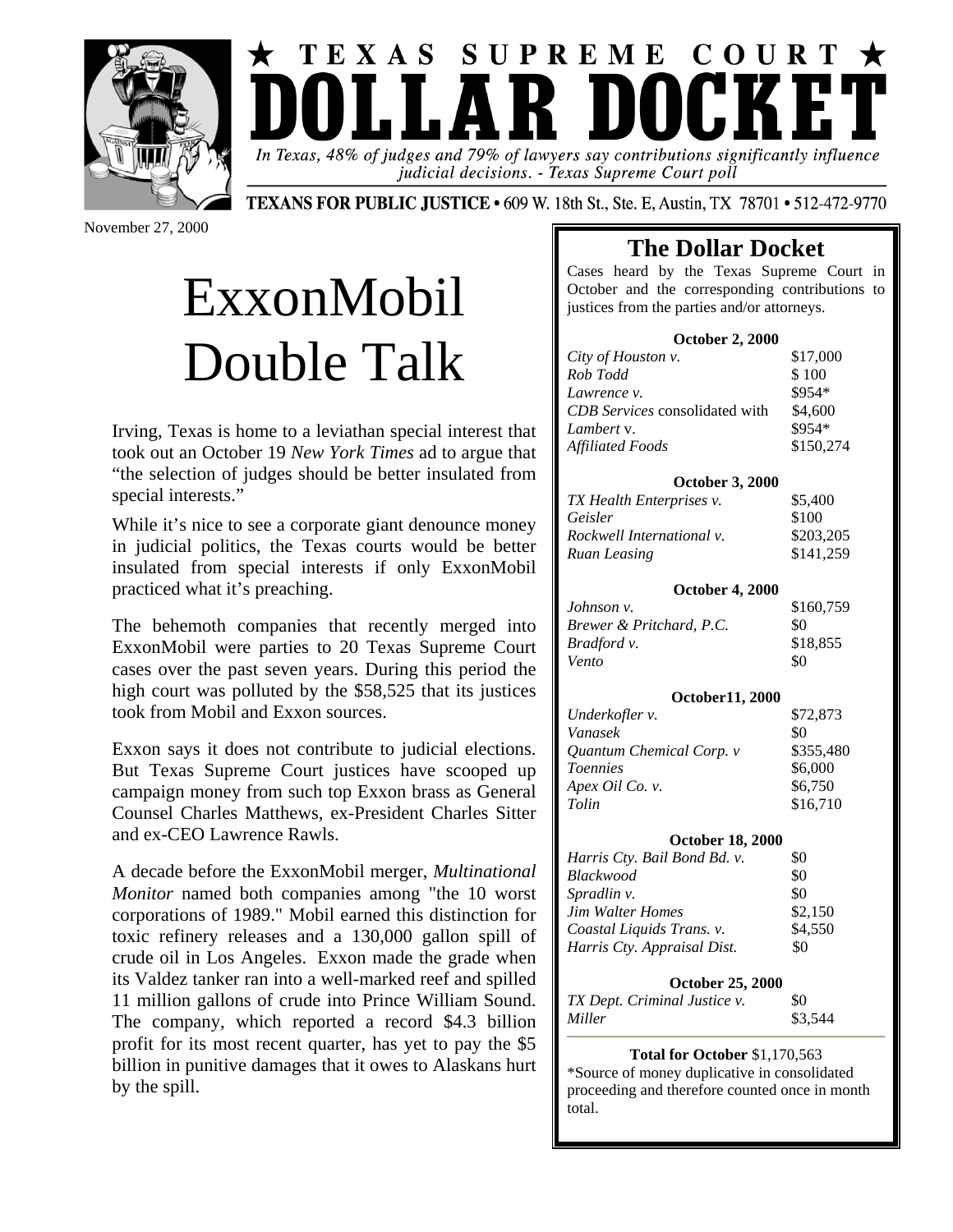★ TEXAS SUPREME COURT ★

# DOLLAR DOCKET

*In Texas, 48% of judges and 79% of lawyers say contributions significantly influence judicial decisions. - Texas Supreme Court poll*

**TEXANS FOR PUBLIC JUSTICE** • 609 W. 18th St., Ste. E, Austin, TX 78701 • 512-472-9770

November 27, 2000

# ExxonMobil Double Talk

Irving, Texas is home to a leviathan special interest that took out an October 19 *New York Times* ad to argue that "the selection of judges should be better insulated from special interests."

While it's nice to see a corporate giant denounce money in judicial politics, the Texas courts would be better insulated from special interests if only ExxonMobil practiced what it's preaching.

The behemoth companies that recently merged into ExxonMobil were parties to 20 Texas Supreme Court cases over the past seven years. During this period the high court was polluted by the $58,525 that its justices took from Mobil and Exxon sources.

Exxon says it does not contribute to judicial elections. But Texas Supreme Court justices have scooped up campaign money from such top Exxon brass as General Counsel Charles Matthews, ex-President Charles Sitter and ex-CEO Lawrence Rawls.

A decade before the ExxonMobil merger, *Multinational Monitor* named both companies among "the 10 worst corporations of 1989." Mobil earned this distinction for toxic refinery releases and a 130,000 gallon spill of crude oil in Los Angeles. Exxon made the grade when its Valdez tanker ran into a well-marked reef and spilled 11 million gallons of crude into Prince William Sound. The company, which reported a record $4.3 billion profit for its most recent quarter, has yet to pay the $5 billion in punitive damages that it owes to Alaskans hurt by the spill.

## The Dollar Docket

Cases heard by the Texas Supreme Court in October and the corresponding contributions to justices from the parties and/or attorneys.

| Case | Amount |
|---|---|
| **October 2, 2000** | |
| *City of Houston v.* | $17,000 |
| *Rob Todd* | $ 100 |
| *Lawrence v.* | $954* |
| *CDB Services* consolidated with | $4,600 |
| *Lambert* v. | $954* |
| *Affiliated Foods* | $150,274 |
| **October 3, 2000** | |
| *TX Health Enterprises v.* | $5,400 |
| *Geisler* | $100 |
| *Rockwell International v.* | $203,205 |
| *Ruan Leasing* | $141,259 |
| **October 4, 2000** | |
| *Johnson v.* | $160,759 |
| *Brewer & Pritchard, P.C.* | $0 |
| *Bradford v.* | $18,855 |
| *Vento* | $0 |
| **October11, 2000** | |
| *Underkofler v.* | $72,873 |
| *Vanasek* | $0 |
| *Quantum Chemical Corp. v* | $355,480 |
| *Toennies* | $6,000 |
| *Apex Oil Co. v.* | $6,750 |
| *Tolin* | $16,710 |
| **October 18, 2000** | |
| *Harris Cty. Bail Bond Bd. v.* | $0 |
| *Blackwood* | $0 |
| *Spradlin v.* | $0 |
| *Jim Walter Homes* | $2,150 |
| *Coastal Liquids Trans. v.* | $4,550 |
| *Harris Cty. Appraisal Dist.* | $0 |
| **October 25, 2000** | |
| *TX Dept. Criminal Justice v.* | $0 |
| *Miller* | $3,544 |

**Total for October** $1,170,563

*Source of money duplicative in consolidated proceeding and therefore counted once in month total.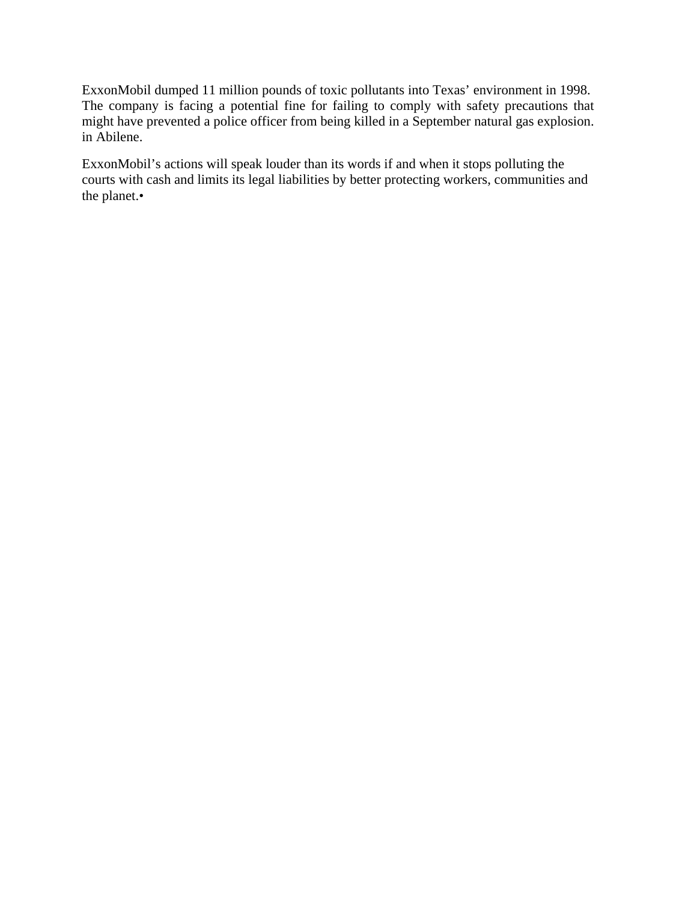ExxonMobil dumped 11 million pounds of toxic pollutants into Texas' environment in 1998. The company is facing a potential fine for failing to comply with safety precautions that might have prevented a police officer from being killed in a September natural gas explosion. in Abilene.

ExxonMobil's actions will speak louder than its words if and when it stops polluting the courts with cash and limits its legal liabilities by better protecting workers, communities and the planet.•